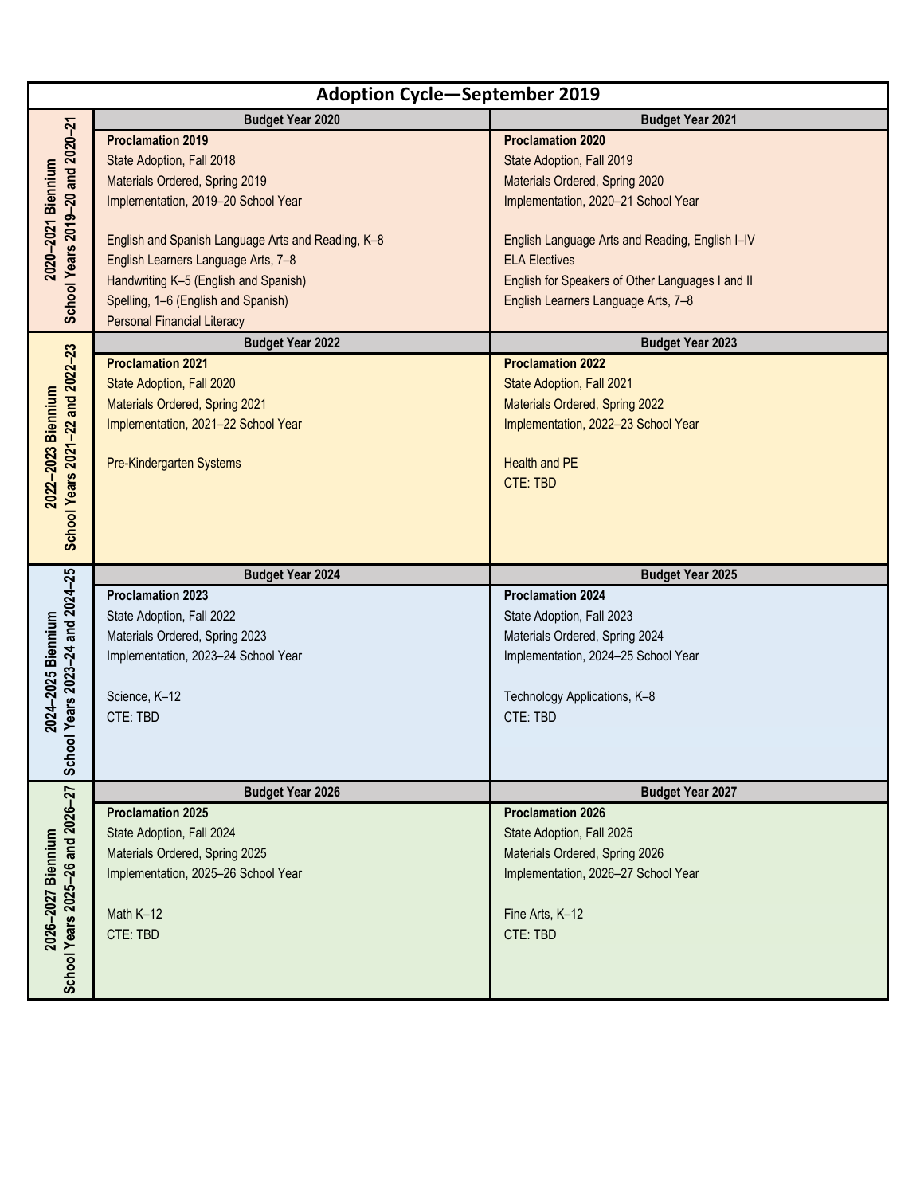# Adoption Cycle—September 2019

| Biennium | Budget Year | Budget Year |
|---|---|---|
| | **Budget Year 2020** | **Budget Year 2021** |
| **2020–2021 Biennium**<br>**School Years 2019–20 and 2020–21** | **Proclamation 2019**<br>State Adoption, Fall 2018<br>Materials Ordered, Spring 2019<br>Implementation, 2019–20 School Year<br><br>English and Spanish Language Arts and Reading, K–8<br>English Learners Language Arts, 7–8<br>Handwriting K–5 (English and Spanish)<br>Spelling, 1–6 (English and Spanish)<br>Personal Financial Literacy | **Proclamation 2020**<br>State Adoption, Fall 2019<br>Materials Ordered, Spring 2020<br>Implementation, 2020–21 School Year<br><br>English Language Arts and Reading, English I–IV<br>ELA Electives<br>English for Speakers of Other Languages I and II<br>English Learners Language Arts, 7–8 |
| | **Budget Year 2022** | **Budget Year 2023** |
| **2022–2023 Biennium**<br>**School Years 2021–22 and 2022–23** | **Proclamation 2021**<br>State Adoption, Fall 2020<br>Materials Ordered, Spring 2021<br>Implementation, 2021–22 School Year<br><br>Pre-Kindergarten Systems | **Proclamation 2022**<br>State Adoption, Fall 2021<br>Materials Ordered, Spring 2022<br>Implementation, 2022–23 School Year<br><br>Health and PE<br>CTE: TBD |
| | **Budget Year 2024** | **Budget Year 2025** |
| **2024–2025 Biennium**<br>**School Years 2023–24 and 2024–25** | **Proclamation 2023**<br>State Adoption, Fall 2022<br>Materials Ordered, Spring 2023<br>Implementation, 2023–24 School Year<br><br>Science, K–12<br>CTE: TBD | **Proclamation 2024**<br>State Adoption, Fall 2023<br>Materials Ordered, Spring 2024<br>Implementation, 2024–25 School Year<br><br>Technology Applications, K–8<br>CTE: TBD |
| | **Budget Year 2026** | **Budget Year 2027** |
| **2026–2027 Biennium**<br>**School Years 2025–26 and 2026–27** | **Proclamation 2025**<br>State Adoption, Fall 2024<br>Materials Ordered, Spring 2025<br>Implementation, 2025–26 School Year<br><br>Math K–12<br>CTE: TBD | **Proclamation 2026**<br>State Adoption, Fall 2025<br>Materials Ordered, Spring 2026<br>Implementation, 2026–27 School Year<br><br>Fine Arts, K–12<br>CTE: TBD |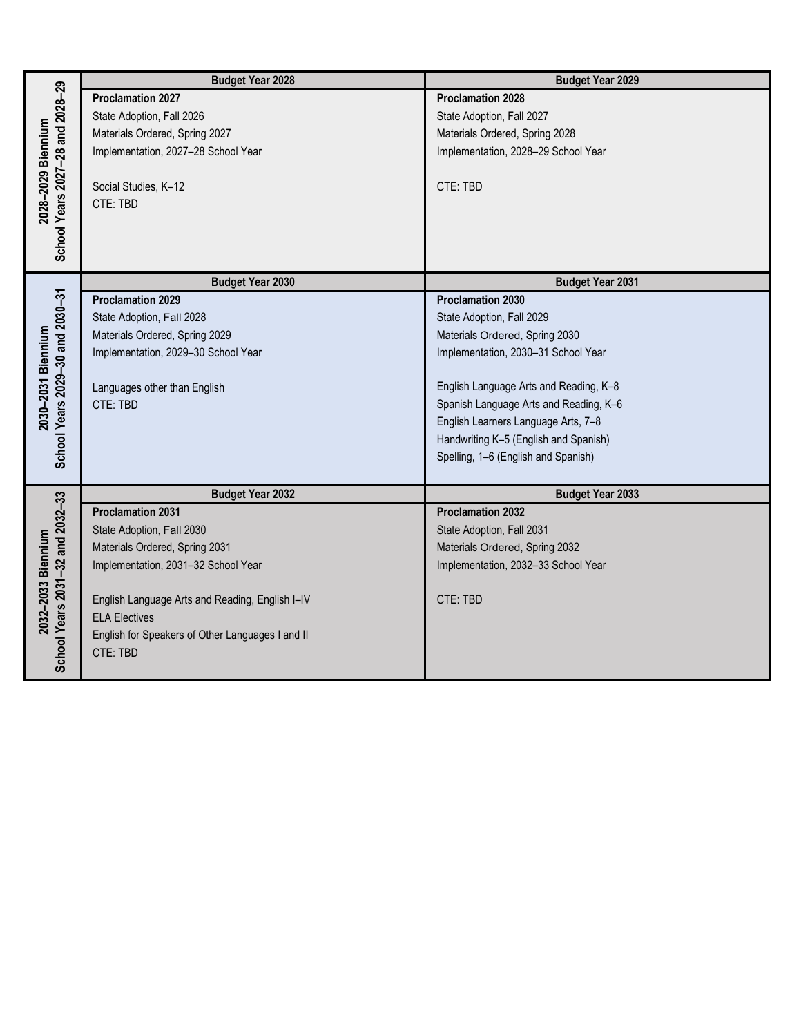| | Budget Year 2028 | Budget Year 2029 |
|---|---|---|
| **2028–2029 Biennium** School Years 2027–28 and 2028–29 | **Proclamation 2027**<br>State Adoption, Fall 2026<br>Materials Ordered, Spring 2027<br>Implementation, 2027–28 School Year<br><br>Social Studies, K–12<br>CTE: TBD | **Proclamation 2028**<br>State Adoption, Fall 2027<br>Materials Ordered, Spring 2028<br>Implementation, 2028–29 School Year<br><br>CTE: TBD |
| | **Budget Year 2030** | **Budget Year 2031** |
| **2030–2031 Biennium** School Years 2029–30 and 2030–31 | **Proclamation 2029**<br>State Adoption, Fall 2028<br>Materials Ordered, Spring 2029<br>Implementation, 2029–30 School Year<br><br>Languages other than English<br>CTE: TBD | **Proclamation 2030**<br>State Adoption, Fall 2029<br>Materials Ordered, Spring 2030<br>Implementation, 2030–31 School Year<br><br>English Language Arts and Reading, K–8<br>Spanish Language Arts and Reading, K–6<br>English Learners Language Arts, 7–8<br>Handwriting K–5 (English and Spanish)<br>Spelling, 1–6 (English and Spanish) |
| | **Budget Year 2032** | **Budget Year 2033** |
| **2032–2033 Biennium** School Years 2031–32 and 2032–33 | **Proclamation 2031**<br>State Adoption, Fall 2030<br>Materials Ordered, Spring 2031<br>Implementation, 2031–32 School Year<br><br>English Language Arts and Reading, English I–IV<br>ELA Electives<br>English for Speakers of Other Languages I and II<br>CTE: TBD | **Proclamation 2032**<br>State Adoption, Fall 2031<br>Materials Ordered, Spring 2032<br>Implementation, 2032–33 School Year<br><br>CTE: TBD |